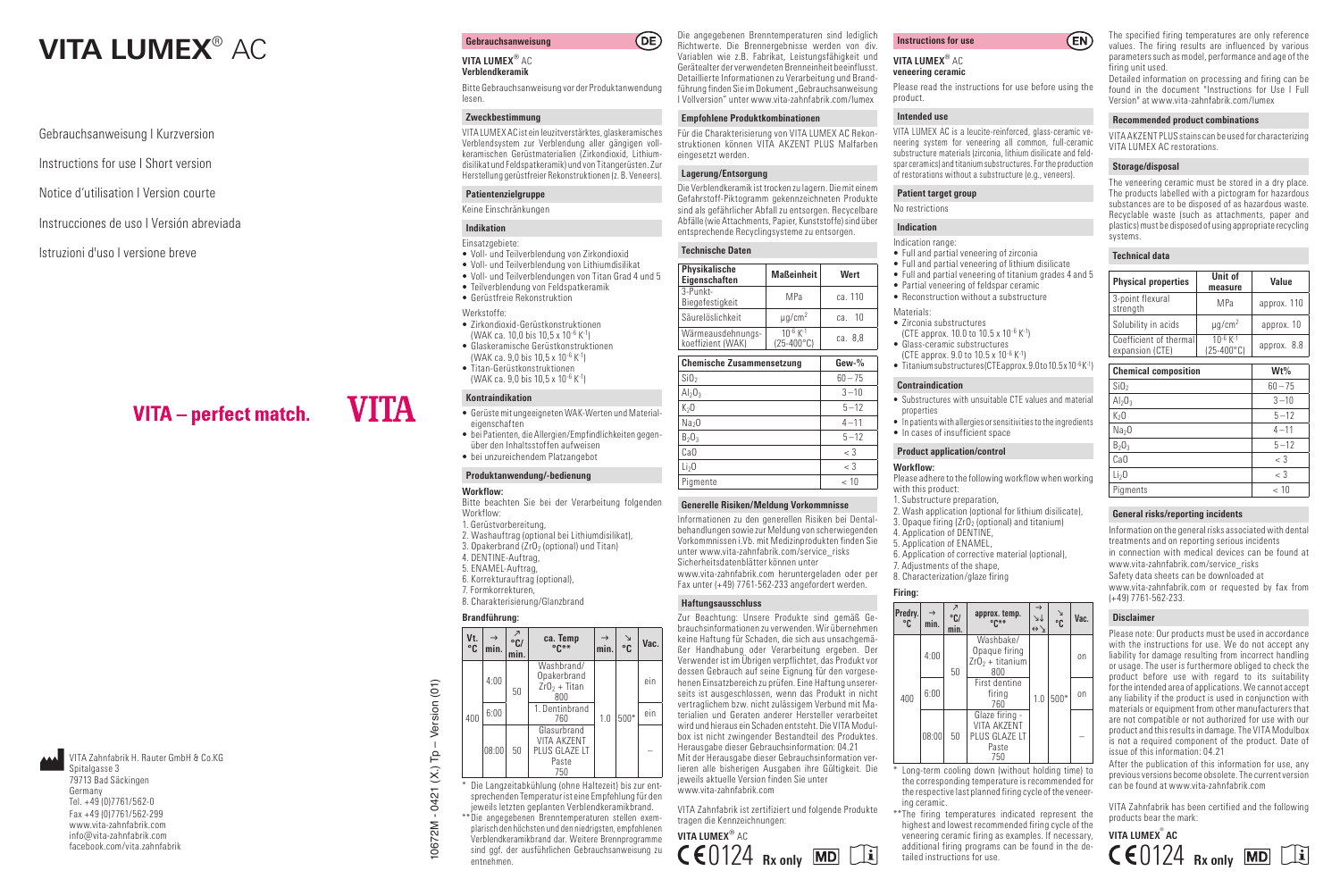# VITA LUMEX® AC

Gebrauchsanweisung I Kurzversion

Instructions for use I Short version

Notice d'utilisation I Version courte

Instrucciones de uso I Versión abreviada

Istruzioni d'uso I versione breve

VITA – perfect match.

VITA

VITA Zahnfabrik H. Rauter GmbH & Co.KG
Spitalgasse 3
79713 Bad Säckingen
Germany
Tel. +49 (0)7761/562-0
Fax +49 (0)7761/562-299
www.vita-zahnfabrik.com
info@vita-zahnfabrik.com
facebook.com/vita.zahnfabrik

10672M - 0421 (X.) Tp – Version (01)

## Gebrauchsanweisung (DE)

**VITA LUMEX® AC**
**Verblendkeramik**

Bitte Gebrauchsanweisung vor der Produktanwendung lesen.

### Zweckbestimmung

VITA LUMEX AC ist ein leuzitverstärktes, glaskeramisches Verblendsystem zur Verblendung aller gängigen vollkeramischen Gerüstmaterialien (Zirkondioxid, Lithiumdisilikat und Feldspatkeramik) und von Titangerüsten. Zur Herstellung gerüstfreier Rekonstruktionen (z. B. Veneers).

### Patientenzielgruppe

Keine Einschränkungen

### Indikation

Einsatzgebiete:
- Voll- und Teilverblendung von Zirkondioxid
- Voll- und Teilverblendung von Lithiumdisilikat
- Voll- und Teilverblendungen von Titan Grad 4 und 5
- Teilverblendung von Feldspatkeramik
- Gerüstfreie Rekonstruktion

Werkstoffe:
- Zirkondioxid-Gerüstkonstruktionen (WAK ca. 10,0 bis $10{,}5 \times 10^{-6}\ K^{-1}$)
- Glaskeramische Gerüstkonstruktionen (WAK ca. 9,0 bis $10{,}5 \times 10^{-6}\ K^{-1}$)
- Titan-Gerüstkonstruktionen (WAK ca. 9,0 bis $10{,}5 \times 10^{-6}\ K^{-1}$)

### Kontraindikation

- Gerüste mit ungeeigneten WAK-Werten und Materialeigenschaften
- bei Patienten, die Allergien/Empfindlichkeiten gegenüber den Inhaltsstoffen aufweisen
- bei unzureichendem Platzangebot

### Produktanwendung/-bedienung

**Workflow:**
Bitte beachten Sie bei der Verarbeitung folgenden Workflow:
1. Gerüstvorbereitung,
2. Washauftrag (optional bei Lithiumdisilikat),
3. Opakerbrand ($ZrO_2$ (optional) und Titan)
4. DENTINE-Auftrag,
5. ENAMEL-Auftrag,
6. Korrekturauftrag (optional),
7. Formkorrekturen,
8. Charakterisierung/Glanzbrand

**Brandführung:**

| Vt. °C | → min. | ↗ °C/min. | ca. Temp °C** | → min. | ↘ °C | Vac. |
|---|---|---|---|---|---|---|
| 400 | 4:00 | 50 | Washbrand/ Opakerbrand $ZrO_2$ + Titan 800 | 1.0 | 500* | ein |
| | 6:00 | | 1. Dentinbrand 760 | | | ein |
| | 08:00 | 50 | Glasurbrand VITA AKZENT PLUS GLAZE LT Paste 750 | | | – |

\* Die Langzeitabkühlung (ohne Haltezeit) bis zur entsprechenden Temperatur ist eine Empfehlung für den jeweils letzten geplanten Verblendkeramikbrand.
\*\* Die angegebenen Brenntemperaturen stellen exemplarisch den höchsten und den niedrigsten, empfohlenen Verblendkeramikbrand dar. Weitere Brennprogramme sind ggf. der ausführlichen Gebrauchsanweisung zu entnehmen.

Die angegebenen Brenntemperaturen sind lediglich Richtwerte. Die Brennergebnisse werden von div. Variablen wie z.B. Fabrikat, Leistungsfähigkeit und Gerätealter der verwendeten Brenneinheit beeinflusst. Detaillierte Informationen zu Verarbeitung und Brandführung finden Sie im Dokument „Gebrauchsanweisung I Vollversion" unter www.vita-zahnfabrik.com/lumex

### Empfohlene Produktkombinationen

Für die Charakterisierung von VITA LUMEX AC Rekonstruktionen können VITA AKZENT PLUS Malfarben eingesetzt werden.

### Lagerung/Entsorgung

Die Verblendkeramik ist trocken zu lagern. Die mit einem Gefahrstoff-Piktogramm gekennzeichneten Produkte sind als gefährlicher Abfall zu entsorgen. Recycelbare Abfälle (wie Attachments, Papier, Kunststoffe) sind über entsprechende Recyclingsysteme zu entsorgen.

### Technische Daten

| Physikalische Eigenschaften | Maßeinheit | Wert |
|---|---|---|
| 3-Punkt-Biegefestigkeit | MPa | ca. 110 |
| Säurelöslichkeit | µg/cm² | ca. 10 |
| Wärmeausdehnungskoeffizient (WAK) | $10^{-6}\ K^{-1}$ (25-400°C) | ca. 8,8 |

| Chemische Zusammensetzung | Gew-% |
|---|---|
| $SiO_2$ | 60 – 75 |
| $Al_2O_3$ | 3 – 10 |
| $K_2O$ | 5 – 12 |
| $Na_2O$ | 4 – 11 |
| $B_2O_3$ | 5 – 12 |
| CaO | < 3 |
| $Li_2O$ | < 3 |
| Pigmente | < 10 |

### Generelle Risiken/Meldung Vorkommnisse

Informationen zu den generellen Risiken bei Dentalbehandlungen sowie zur Meldung von schwerwiegenden Vorkommnissen i.V.m. mit Medizinprodukten finden Sie unter www.vita-zahnfabrik.com/service_risks
Sicherheitsdatenblätter können unter www.vita-zahnfabrik.com heruntergeladen oder per Fax unter (+49) 7761-562-233 angefordert werden.

### Haftungsausschluss

Zur Beachtung: Unsere Produkte sind gemäß Gebrauchsinformationen zu verwenden. Wir übernehmen keine Haftung für Schäden, die sich aus unsachgemäßer Handhabung oder Verarbeitung ergeben. Der Verwender ist im Übrigen verpflichtet, das Produkt vor dessen Gebrauch auf seine Eignung für den vorgesehenen Einsatzbereich zu prüfen. Eine Haftung unsererseits ist ausgeschlossen, wenn das Produkt in nicht verträglichem bzw. nicht zulässigem Verbund mit Materialien und Geräten anderer Hersteller verarbeitet wird und hieraus ein Schaden entsteht. Die VITA Modulbox ist nicht zwingender Bestandteil des Produktes. Herausgabe dieser Gebrauchsinformation: 04.21
Mit der Herausgabe dieser Gebrauchsinformation verlieren alle bisherigen Ausgaben ihre Gültigkeit. Die jeweils aktuelle Version finden Sie unter www.vita-zahnfabrik.com

VITA Zahnfabrik ist zertifiziert und folgende Produkte tragen die Kennzeichnungen:

**VITA LUMEX® AC**
CE 0124 Rx only MD

## Instructions for use (EN)

**VITA LUMEX® AC**
**veneering ceramic**

Please read the instructions for use before using the product.

### Intended use

VITA LUMEX AC is a leucite-reinforced, glass-ceramic veneering system for veneering all common, full-ceramic substructure materials (zirconia, lithium disilicate and feldspar ceramics) and titanium substructures. For the production of restorations without a substructure (e.g., veneers).

### Patient target group

No restrictions

### Indication

Indication range:
- Full and partial veneering of zirconia
- Full and partial veneering of lithium disilicate
- Full and partial veneering of titanium grades 4 and 5
- Partial veneering of feldspar ceramic
- Reconstruction without a substructure

Materials:
- Zirconia substructures (CTE approx. 10.0 to $10.5 \times 10^{-6}\ K^{-1}$)
- Glass-ceramic substructures (CTE approx. 9.0 to $10.5 \times 10^{-6}\ K^{-1}$)
- Titanium substructures (CTE approx. 9.0 to $10.5 \times 10^{-6}\ K^{-1}$)

### Contraindication

- Substructures with unsuitable CTE values and material properties
- In patients with allergies or sensitivities to the ingredients
- In cases of insufficient space

### Product application/control

**Workflow:**
Please adhere to the following workflow when working with this product:
1. Substructure preparation,
2. Wash application (optional for lithium disilicate),
3. Opaque firing ($ZrO_2$ (optional) and titanium)
4. Application of DENTINE,
5. Application of ENAMEL,
6. Application of corrective material (optional),
7. Adjustments of the shape,
8. Characterization/glaze firing

**Firing:**

| Predry. °C | → min. | ↗ °C/min. | approx. temp. °C** | →↘↓ | ↘ °C | Vac. |
|---|---|---|---|---|---|---|
| 400 | 4:00 | 50 | Washbake/ Opaque firing $ZrO_2$ + titanium 800 | 1.0 | 500* | on |
| | 6:00 | | First dentine firing 760 | | | on |
| | 08:00 | 50 | Glaze firing - VITA AKZENT PLUS GLAZE LT Paste 750 | | | – |

\* Long-term cooling down (without holding time) to the corresponding temperature is recommended for the respective last planned firing cycle of the veneering ceramic.
\*\* The firing temperatures indicated represent the highest and lowest recommended firing cycle of the veneering ceramic firing as examples. If necessary, additional firing programs can be found in the detailed instructions for use.

The specified firing temperatures are only reference values. The firing results are influenced by various parameters such as model, performance and age of the firing unit used.
Detailed information on processing and firing can be found in the document "Instructions for Use I Full Version" at www.vita-zahnfabrik.com/lumex

### Recommended product combinations

VITA AKZENT PLUS stains can be used for characterizing VITA LUMEX AC restorations.

### Storage/disposal

The veneering ceramic must be stored in a dry place. The products labelled with a pictogram for hazardous substances are to be disposed of as hazardous waste. Recyclable waste (such as attachments, paper and plastics) must be disposed of using appropriate recycling systems.

### Technical data

| Physical properties | Unit of measure | Value |
|---|---|---|
| 3-point flexural strength | MPa | approx. 110 |
| Solubility in acids | µg/cm² | approx. 10 |
| Coefficient of thermal expansion (CTE) | $10^{-6}\ K^{-1}$ (25-400°C) | approx. 8.8 |

| Chemical composition | Wt% |
|---|---|
| $SiO_2$ | 60 – 75 |
| $Al_2O_3$ | 3 – 10 |
| $K_2O$ | 5 – 12 |
| $Na_2O$ | 4 – 11 |
| $B_2O_3$ | 5 – 12 |
| CaO | < 3 |
| $Li_2O$ | < 3 |
| Pigments | < 10 |

### General risks/reporting incidents

Information on the general risks associated with dental treatments and on reporting serious incidents in connection with medical devices can be found at www.vita-zahnfabrik.com/service_risks
Safety data sheets can be downloaded at www.vita-zahnfabrik.com or requested by fax from (+49) 7761-562-233.

### Disclaimer

Please note: Our products must be used in accordance with the instructions for use. We do not accept any liability for damage resulting from incorrect handling or usage. The user is furthermore obliged to check the product before use with regard to its suitability for the intended area of applications. We cannot accept any liability if the product is used in conjunction with materials or equipment from other manufacturers that are not compatible or not authorized for use with our product and this results in damage. The VITA Modulbox is not a required component of the product. Date of issue of this information: 04.21

After the publication of this information for use, any previous versions become obsolete. The current version can be found at www.vita-zahnfabrik.com

VITA Zahnfabrik has been certified and the following products bear the mark:

**VITA LUMEX® AC**
CE 0124 Rx only MD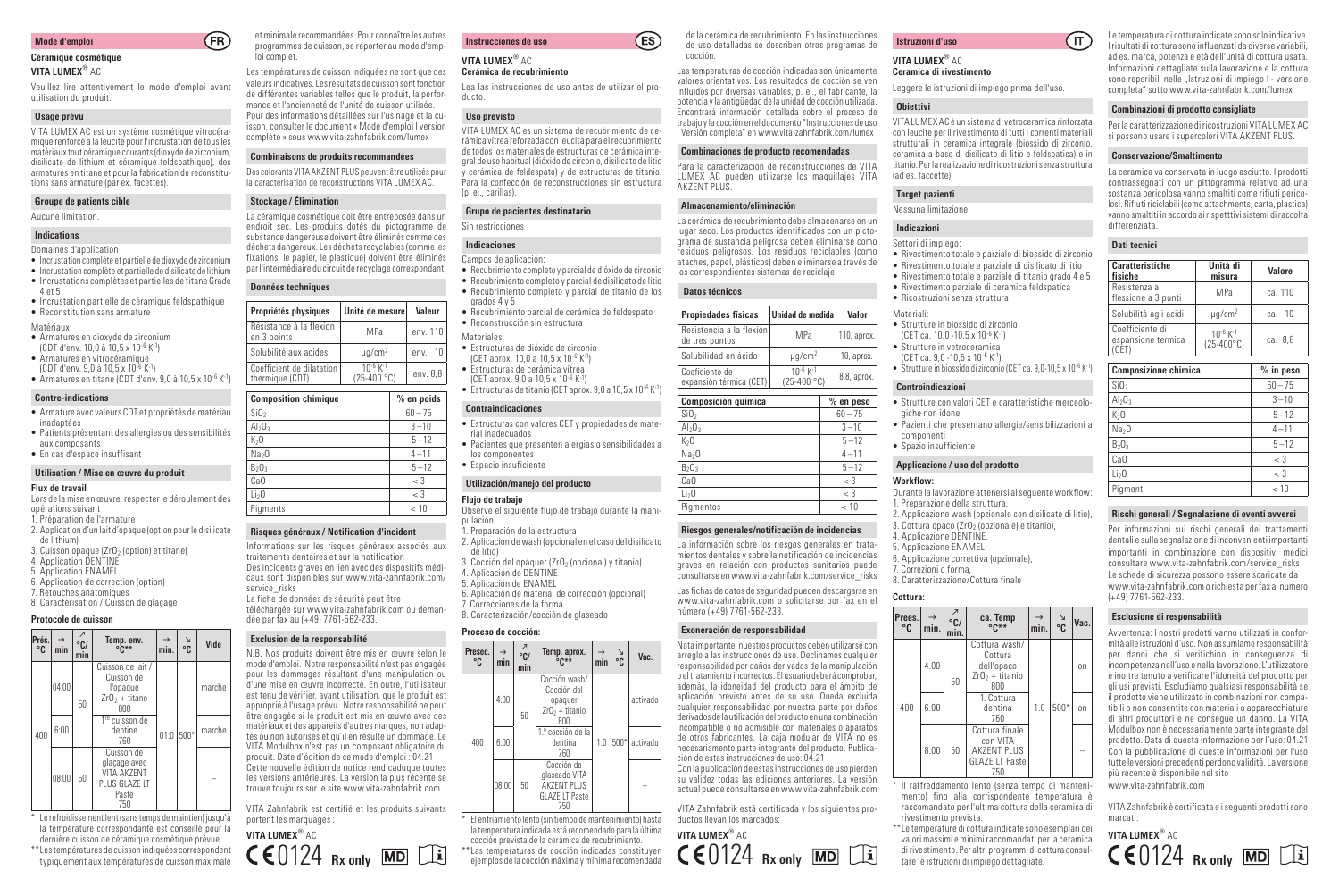# Mode d'emploi (FR)

**Céramique cosmétique**
**VITA LUMEX® AC**

Veuillez lire attentivement le mode d'emploi avant utilisation du produit.

## Usage prévu

VITA LUMEX AC est un système cosmétique vitrocéramique renforcé à la leucite pour l'incrustation de tous les matériaux tout céramique courants (dioxyde de zirconium, disilicate de lithium et céramique feldspathique), des armatures en titane et pour la fabrication de reconstitutions sans armature (par ex. facettes).

## Groupe de patients cible

Aucune limitation.

## Indications

Domaines d'application
- Incrustation complète et partielle de dioxyde de zirconium
- Incrustation complète et partielle de disilicate de lithium
- Incrustations complètes et partielles de titane Grade 4 et 5
- Incrustation partielle de céramique feldspathique
- Reconstitution sans armature

Matériaux
- Armatures en dioxyde de zirconium (CDT d'env. 10,0 à 10,5 x $10^{-6}$ $K^{-1}$)
- Armatures en vitrocéramique (CDT d'env. 9,0 à 10,5 x $10^{-6}$ $K^{-1}$)
- Armatures en titane (CDT d'env. 9,0 à 10,5 x $10^{-6}$ $K^{-1}$)

## Contre-indications

- Armature avec valeurs CDT et propriétés de matériau inadaptées
- Patients présentant des allergies ou des sensibilités aux composants
- En cas d'espace insuffisant

## Utilisation / Mise en œuvre du produit

**Flux de travail**

Lors de la mise en œuvre, respecter le déroulement des opérations suivant
1. Préparation de l'armature
2. Application d'un lait d'opaque (option pour le disilicate de lithium)
3. Cuisson opaque ($ZrO_2$ (option) et titane)
4. Application DENTINE
5. Application ENAMEL
6. Application de correction (option)
7. Retouches anatomiques
8. Caractérisation / Cuisson de glaçage

**Protocole de cuisson**

| Prés. °C | → min | ↗ °C/min | Temp. env. °C** | → min. | ↘ °C | Vide |
|---|---|---|---|---|---|---|
| 400 | 04:00 | 50 | Cuisson de lait / Cuisson de l'opaque $ZrO_2$ + titane 800 | 01:0 | 500* | marche |
| | 6:00 | | 1re cuisson de dentine 760 | | | marche |
| | 08:00 | 50 | Cuisson de glaçage avec VITA AKZENT PLUS GLAZE LT Paste 750 | | | – |

\* Le refroidissement lent (sans temps de maintien) jusqu'à la température correspondante est conseillé pour la dernière cuisson de céramique cosmétique prévue.
\*\* Les températures de cuisson indiquées correspondent typiquement aux températures de cuisson maximale et minimale recommandées. Pour connaître les autres programmes de cuisson, se reporter au mode d'emploi complet.

Les températures de cuisson indiquées ne sont que des valeurs indicatives. Les résultats de cuisson sont fonction de différentes variables telles que le produit, la performance et l'ancienneté de l'unité de cuisson utilisée. Pour des informations détaillées sur l'usinage et la cuisson, consulter le document « Mode d'emploi I version complète » sous www.vita-zahnfabrik.com/lumex

## Combinaisons de produits recommandées

Des colorants VITA AKZENT PLUS peuvent être utilisés pour la caractérisation de reconstructions VITA LUMEX AC.

## Stockage / Élimination

La céramique cosmétique doit être entreposée dans un endroit sec. Les produits dotés du pictogramme de substance dangereuse doivent être éliminés comme des déchets dangereux. Les déchets recyclables (comme les fixations, le papier, le plastique) doivent être éliminés par l'intermédiaire du circuit de recyclage correspondant.

## Données techniques

| Propriétés physiques | Unité de mesure | Valeur |
|---|---|---|
| Résistance à la flexion en 3 points | MPa | env. 110 |
| Solubilité aux acides | µg/cm² | env. 10 |
| Coefficient de dilatation thermique (CDT) | $10^{-6}$ $K^{-1}$ (25-400 °C) | env. 8,8 |

| Composition chimique | % en poids |
|---|---|
| $SiO_2$ | 60 – 75 |
| $Al_2O_3$ | 3 – 10 |
| $K_2O$ | 5 – 12 |
| $Na_2O$ | 4 – 11 |
| $B_2O_3$ | 5 – 12 |
| CaO | < 3 |
| $Li_2O$ | < 3 |
| Pigments | < 10 |

## Risques généraux / Notification d'incident

Informations sur les risques généraux associés aux traitements dentaires et sur la notification
Des incidents graves en lien avec des dispositifs médicaux sont disponibles sur www.vita-zahnfabrik.com/service_risks
La fiche de données de sécurité peut être téléchargée sur www.vita-zahnfabrik.com ou demandée par fax au (+49) 7761-562-233.

## Exclusion de la responsabilité

N.B. Nos produits doivent être mis en œuvre selon le mode d'emploi. Notre responsabilité n'est pas engagée pour les dommages résultant d'une manipulation ou d'une mise en œuvre incorrecte. En outre, l'utilisateur est tenu de vérifier, avant utilisation, que le produit est approprié à l'usage prévu. Notre responsabilité ne peut être engagée si le produit est mis en œuvre avec des matériaux et des appareils d'autres marques, non adaptés ou non autorisés et qu'il en résulte un dommage. Le VITA Modulbox n'est pas un composant obligatoire du produit. Date d'édition de ce mode d'emploi : 04.21
Cette nouvelle édition de notice rend caduque toutes les versions antérieures. La version la plus récente se trouve toujours sur le site www.vita-zahnfabrik.com

VITA Zahnfabrik est certifié et les produits suivants portent les marquages :

**VITA LUMEX® AC**
CE 0124 Rx only MD

# Instrucciones de uso (ES)

**VITA LUMEX® AC**
**Cerámica de recubrimiento**

Lea las instrucciones de uso antes de utilizar el producto.

## Uso previsto

VITA LUMEX AC es un sistema de recubrimiento de cerámica vítrea reforzada con leucita para el recubrimiento de todos los materiales de estructuras de cerámica integral de uso habitual (dióxido de circonio, disilicato de litio y cerámica de feldespato) y de estructuras de titanio. Para la confección de reconstrucciones sin estructura (p. ej., carillas).

## Grupo de pacientes destinatario

Sin restricciones

## Indicaciones

Campos de aplicación:
- Recubrimiento completo y parcial de dióxido de circonio
- Recubrimiento completo y parcial de disilicato de litio
- Recubrimiento completo y parcial de titanio de los grados 4 y 5
- Recubrimiento parcial de cerámica de feldespato
- Reconstrucción sin estructura

Materiales:
- Estructuras de dióxido de circonio (CET aprox. 10,0 a 10,5 x $10^{-6}$ $K^{-1}$)
- Estructuras de cerámica vítrea (CET aprox. 9,0 a 10,5 x $10^{-6}$ $K^{-1}$)
- Estructuras de titanio (CET aprox. 9,0 a 10,5 x $10^{-6}$ $K^{-1}$)

## Contraindicaciones

- Estructuras con valores CET y propiedades de material inadecuados
- Pacientes que presenten alergias o sensibilidades a los componentes
- Espacio insuficiente

## Utilización/manejo del producto

**Flujo de trabajo**

Observe el siguiente flujo de trabajo durante la manipulación:
1. Preparación de la estructura
2. Aplicación de wash (opcional en el caso del disilicato de litio)
3. Cocción del opáquer ($ZrO_2$ (opcional) y titanio)
4. Aplicación de DENTINE
5. Aplicación de ENAMEL
6. Aplicación de material de corrección (opcional)
7. Correcciones de la forma
8. Caracterización/cocción de glaseado

**Proceso de cocción:**

| Presec. °C | → min | ↗ °C/min | Temp. aprox. °C** | → min | ↘ °C | Vac. |
|---|---|---|---|---|---|---|
| 400 | 4:00 | 50 | Cocción wash/ Cocción del opáquer $ZrO_2$ + titanio 800 | 1.0 | 500* | activado |
| | 6:00 | | 1.ª cocción de la dentina 760 | | | activado |
| | 08:00 | 50 | Cocción de glaseado VITA AKZENT PLUS GLAZE LT Paste 750 | | | – |

\* El enfriamiento lento (sin tiempo de mantenimiento) hasta la temperatura indicada está recomendado para la última cocción prevista de la cerámica de recubrimiento.
\*\* Las temperaturas de cocción indicadas constituyen ejemplos de la cocción máxima y mínima recomendada de la cerámica de recubrimiento. En las instrucciones de uso detalladas se describen otros programas de cocción.

Las temperaturas de cocción indicadas son únicamente valores orientativos. Los resultados de cocción se ven influidos por diversas variables, p. ej., el fabricante, la potencia y la antigüedad de la unidad de cocción utilizada. Encontrará información detallada sobre el proceso de trabajo y la cocción en el documento "Instrucciones de uso I Versión completa" en www.vita-zahnfabrik.com/lumex

## Combinaciones de producto recomendadas

Para la caracterización de reconstrucciones de VITA LUMEX AC pueden utilizarse los maquillajes VITA AKZENT PLUS.

## Almacenamiento/eliminación

La cerámica de recubrimiento debe almacenarse en un lugar seco. Los productos identificados con un pictograma de sustancia peligrosa deben eliminarse como residuos peligrosos. Los residuos reciclables (como ataches, papel, plásticos) deben eliminarse a través de los correspondientes sistemas de reciclaje.

## Datos técnicos

| Propiedades físicas | Unidad de medida | Valor |
|---|---|---|
| Resistencia a la flexión de tres puntos | MPa | 110, aprox. |
| Solubilidad en ácido | µg/cm² | 10, aprox. |
| Coeficiente de expansión térmica (CET) | $10^{-6}$ $K^{-1}$ (25-400 °C) | 8,8, aprox. |

| Composición química | % en peso |
|---|---|
| $SiO_2$ | 60 – 75 |
| $Al_2O_3$ | 3 – 10 |
| $K_2O$ | 5 – 12 |
| $Na_2O$ | 4 – 11 |
| $B_2O_3$ | 5 – 12 |
| CaO | < 3 |
| $Li_2O$ | < 3 |
| Pigmentos | < 10 |

## Riesgos generales/notificación de incidencias

La información sobre los riesgos generales en tratamientos dentales y sobre la notificación de incidencias graves en relación con productos sanitarios puede consultarse en www.vita-zahnfabrik.com/service_risks

Las fichas de datos de seguridad pueden descargarse en www.vita-zahnfabrik.com o solicitarse por fax en el número (+49) 7761-562-233.

## Exoneración de responsabilidad

Nota importante: nuestros productos deben utilizarse con arreglo a las instrucciones de uso. Declinamos cualquier responsabilidad por daños derivados de la manipulación o el tratamiento incorrectos. El usuario deberá comprobar, además, la idoneidad del producto para el ámbito de aplicación previsto antes de su uso. Queda excluida cualquier responsabilidad por nuestra parte por daños derivados de la utilización del producto en una combinación incompatible o no admisible con materiales o aparatos de otros fabricantes. La caja modular de VITA no es necesariamente parte integrante del producto. Publicación de estas instrucciones de uso: 04.21
Con la publicación de estas instrucciones de uso pierden su validez todas las ediciones anteriores. La versión actual puede consultarse en www.vita-zahnfabrik.com

VITA Zahnfabrik está certificada y los siguientes productos llevan los marcados:

**VITA LUMEX® AC**
CE 0124 Rx only MD

# Istruzioni d'uso (IT)

**VITA LUMEX® AC**
**Ceramica di rivestimento**

Leggere le istruzioni di impiego prima dell'uso.

## Obiettivi

VITA LUMEX AC è un sistema di vetroceramica rinforzata con leucite per il rivestimento di tutti i correnti materiali strutturali in ceramica integrale (biossido di zirconio, ceramica a base di disilicato di litio e feldspatica) e in titanio. Per la realizzazione di ricostruzioni senza struttura (ad es. faccette).

## Target pazienti

Nessuna limitazione

## Indicazioni

Settori di impiego:
- Rivestimento totale e parziale di biossido di zirconio
- Rivestimento totale e parziale di disilicato di litio
- Rivestimento totale e parziale di titanio grado 4 e 5
- Rivestimento parziale di ceramica feldspatica
- Ricostruzioni senza struttura

Materiali:
- Strutture in biossido di zirconio (CET ca. 10,0 -10,5 x $10^{-6}$ $K^{-1}$)
- Strutture in vetroceramica (CET ca. 9,0 -10,5 x $10^{-6}$ $K^{-1}$)
- Strutture in biossido di zirconio (CET ca. 9,0-10,5 x $10^{-6}$ $K^{-1}$)

## Controindicazioni

- Strutture con valori CET e caratteristiche merceologiche non idonei
- Pazienti che presentano allergie/sensibilizzazioni a componenti
- Spazio insufficiente

## Applicazione / uso del prodotto

**Workflow:**

Durante la lavorazione attenersi al seguente workflow:
1. Preparazione della struttura,
2. Applicazione wash (opzionale con disilicato di litio),
3. Cottura opaco ($ZrO_2$ (opzionale) e titanio),
4. Applicazione DENTINE,
5. Applicazione ENAMEL,
6. Applicazione correttiva (opzionale),
7. Correzioni di forma,
8. Caratterizzazione/Cottura finale

**Cottura:**

| Prees. °C | → min. | ↗ °C/min. | ca. Temp °C** | → min. | ↘ °C | Vac. |
|---|---|---|---|---|---|---|
| 400 | 4.00 | 50 | Cottura wash/ Cottura dell'opaco $ZrO_2$ + titanio 800 | 1.0 | 500* | on |
| | 6.00 | | 1. Cottura dentina 760 | | | on |
| | 8.00 | 50 | Cottura finale con VITA AKZENT PLUS GLAZE LT Paste 750 | | | – |

\* Il raffreddamento lento (senza tempo di mantenimento) fino alla corrispondente temperatura è raccomandato per l'ultima cottura della ceramica di rivestimento prevista. .
\*\* Le temperature di cottura indicate sono esemplari dei valori massimi e minimi raccomandati per la ceramica di rivestimento. Per altri programmi di cottura consultare le istruzioni di impiego dettagliate.

Le temperatura di cottura indicate sono solo indicative. I risultati di cottura sono influenzati da diverse variabili, ad es. marca, potenza e età dell'unità di cottura usata. Informazioni dettagliate sulla lavorazione e la cottura sono reperibili nelle „Istruzioni di impiego I - versione completa" sotto www.vita-zahnfabrik.com/lumex

## Combinazioni di prodotto consigliate

Per la caratterizzazione di ricostruzioni VITA LUMEX AC si possono usare i supercolori VITA AKZENT PLUS.

## Conservazione/Smaltimento

La ceramica va conservata in luogo asciutto. I prodotti contrassegnati con un pittogramma relativo ad una sostanza pericolosa vanno smaltiti come rifiuti pericolosi. Rifiuti riciclabili (come attachments, carta, plastica) vanno smaltiti in accordo ai rispettivi sistemi di raccolta differenziata.

## Dati tecnici

| Caratteristiche fisiche | Unità di misura | Valore |
|---|---|---|
| Resistenza a flessione a 3 punti | MPa | ca. 110 |
| Solubilità agli acidi | µg/cm² | ca. 10 |
| Coefficiente di espansione termica (CET) | $10^{-6}$ $K^{-1}$ (25-400°C) | ca. 8,8 |

| Composizione chimica | % in peso |
|---|---|
| $SiO_2$ | 60 – 75 |
| $Al_2O_3$ | 3 – 10 |
| $K_2O$ | 5 – 12 |
| $Na_2O$ | 4 – 11 |
| $B_2O_3$ | 5 – 12 |
| CaO | < 3 |
| $Li_2O$ | < 3 |
| Pigmenti | < 10 |

## Rischi generali / Segnalazione di eventi avversi

Per informazioni sui rischi generali dei trattamenti dentali e sulla segnalazione di inconvenienti importanti importanti in combinazione con dispositivi medici consultare www.vita-zahnfabrik.com/service_risks
Le schede di sicurezza possono essere scaricate da www.vita-zahnfabrik.com o richiesta per fax al numero (+49) 7761-562-233.

## Esclusione di responsabilità

Avvertenza: I nostri prodotti vanno utilizzati in conformità alle istruzioni d'uso. Non assumiamo responsabilità per danni che si verifichino in conseguenza di incompetenza nell'uso o nella lavorazione. L'utilizzatore è inoltre tenuto a verificare l'idoneità del prodotto per gli usi previsti. Escludiamo qualsiasi responsabilità se il prodotto viene utilizzato in combinazioni non compatibili o non consentite con materiali o apparecchiature di altri produttori e ne consegue un danno. La VITA Modulbox non è necessariamente parte integrante del prodotto. Data di questa informazione per l'uso: 04.21
Con la pubblicazione di queste informazioni per l'uso tutte le versioni precedenti perdono validità. La versione più recente è disponibile nel sito
www.vita-zahnfabrik.com

VITA Zahnfabrik è certificata e i seguenti prodotti sono marcati:

**VITA LUMEX® AC**
CE 0124 Rx only MD